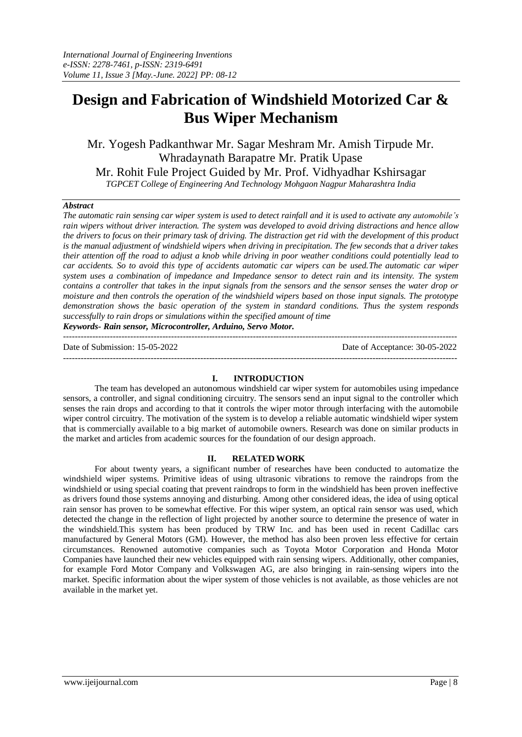# Design and Fabrication of Windshield Motorized Car & Bus Wiper Mechanism

Mr. Yogesh Padkanthwar Mr. Sagar Meshram Mr. Amish Tirpude Mr. Whradaynath Barapatre Mr. Pratik Upase
Mr. Rohit Fule Project Guided by Mr. Prof. Vidhyadhar Kshirsagar

*TGPCET College of Engineering And Technology Mohgaon Nagpur Maharashtra India*

***Abstract***

*The automatic rain sensing car wiper system is used to detect rainfall and it is used to activate any automobile's rain wipers without driver interaction. The system was developed to avoid driving distractions and hence allow the drivers to focus on their primary task of driving. The distraction get rid with the development of this product is the manual adjustment of windshield wipers when driving in precipitation. The few seconds that a driver takes their attention off the road to adjust a knob while driving in poor weather conditions could potentially lead to car accidents. So to avoid this type of accidents automatic car wipers can be used.The automatic car wiper system uses a combination of impedance and Impedance sensor to detect rain and its intensity. The system contains a controller that takes in the input signals from the sensors and the sensor senses the water drop or moisture and then controls the operation of the windshield wipers based on those input signals. The prototype demonstration shows the basic operation of the system in standard conditions. Thus the system responds successfully to rain drops or simulations within the specified amount of time*

***Keywords- Rain sensor, Microcontroller, Arduino, Servo Motor.***

---

Date of Submission: 15-05-2022 Date of Acceptance: 30-05-2022

---

## I. INTRODUCTION

The team has developed an autonomous windshield car wiper system for automobiles using impedance sensors, a controller, and signal conditioning circuitry. The sensors send an input signal to the controller which senses the rain drops and according to that it controls the wiper motor through interfacing with the automobile wiper control circuitry. The motivation of the system is to develop a reliable automatic windshield wiper system that is commercially available to a big market of automobile owners. Research was done on similar products in the market and articles from academic sources for the foundation of our design approach.

## II. RELATED WORK

For about twenty years, a significant number of researches have been conducted to automatize the windshield wiper systems. Primitive ideas of using ultrasonic vibrations to remove the raindrops from the windshield or using special coating that prevent raindrops to form in the windshield has been proven ineffective as drivers found those systems annoying and disturbing. Among other considered ideas, the idea of using optical rain sensor has proven to be somewhat effective. For this wiper system, an optical rain sensor was used, which detected the change in the reflection of light projected by another source to determine the presence of water in the windshield.This system has been produced by TRW Inc. and has been used in recent Cadillac cars manufactured by General Motors (GM). However, the method has also been proven less effective for certain circumstances. Renowned automotive companies such as Toyota Motor Corporation and Honda Motor Companies have launched their new vehicles equipped with rain sensing wipers. Additionally, other companies, for example Ford Motor Company and Volkswagen AG, are also bringing in rain-sensing wipers into the market. Specific information about the wiper system of those vehicles is not available, as those vehicles are not available in the market yet.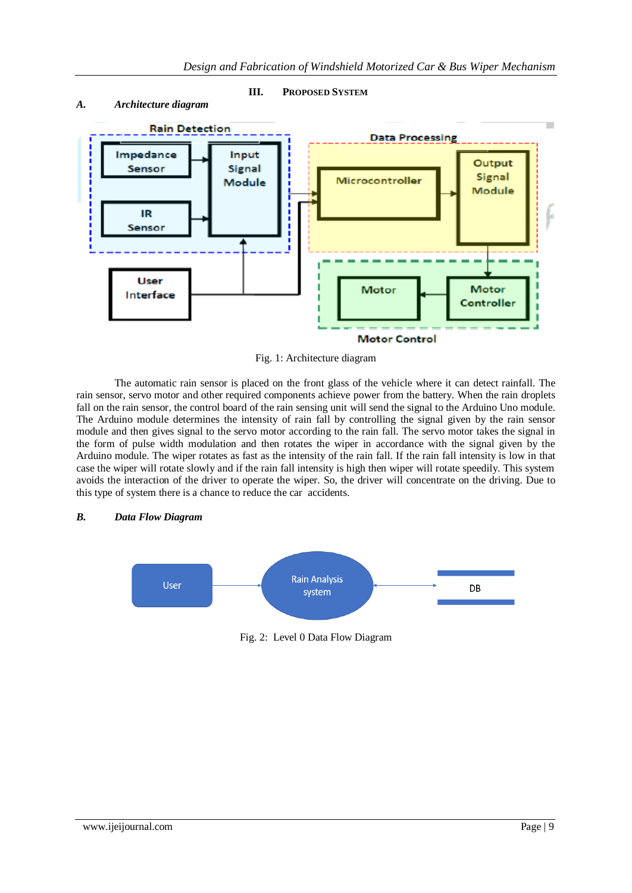## III. Proposed System

### A. Architecture diagram

Fig. 1: Architecture diagram

The automatic rain sensor is placed on the front glass of the vehicle where it can detect rainfall. The rain sensor, servo motor and other required components achieve power from the battery. When the rain droplets fall on the rain sensor, the control board of the rain sensing unit will send the signal to the Arduino Uno module. The Arduino module determines the intensity of rain fall by controlling the signal given by the rain sensor module and then gives signal to the servo motor according to the rain fall. The servo motor takes the signal in the form of pulse width modulation and then rotates the wiper in accordance with the signal given by the Arduino module. The wiper rotates as fast as the intensity of the rain fall. If the rain fall intensity is low in that case the wiper will rotate slowly and if the rain fall intensity is high then wiper will rotate speedily. This system avoids the interaction of the driver to operate the wiper. So, the driver will concentrate on the driving. Due to this type of system there is a chance to reduce the car accidents.

### B. Data Flow Diagram

Fig. 2: Level 0 Data Flow Diagram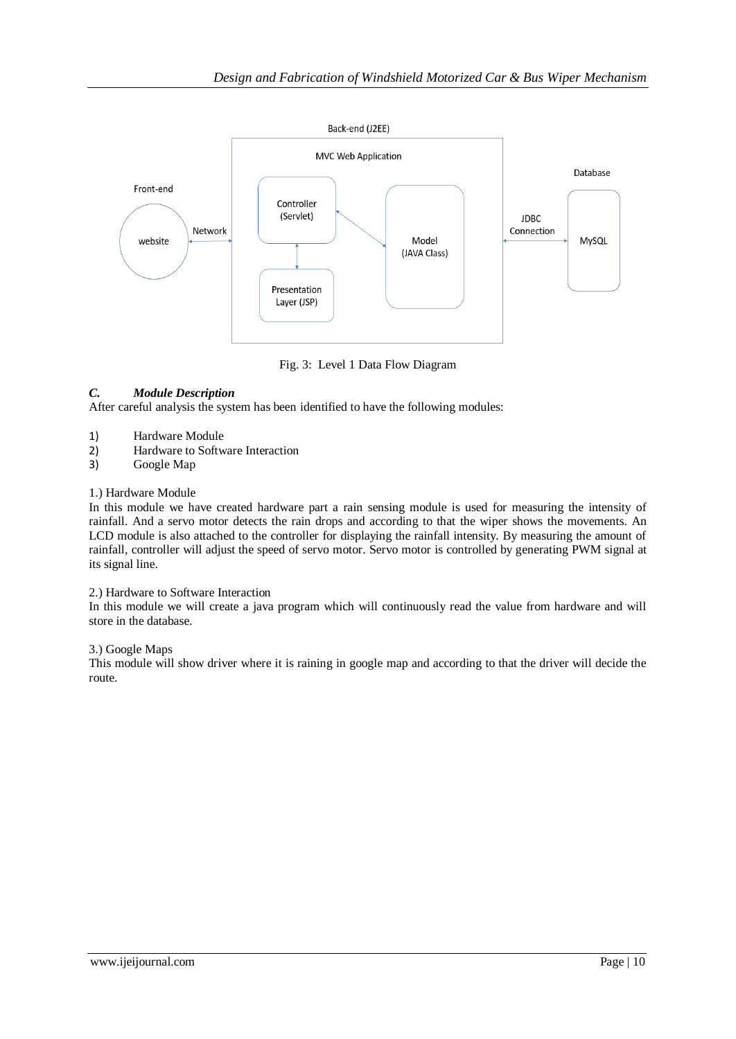Fig. 3: Level 1 Data Flow Diagram

### *C. Module Description*

After careful analysis the system has been identified to have the following modules:

1) Hardware Module
2) Hardware to Software Interaction
3) Google Map

1.) Hardware Module

In this module we have created hardware part a rain sensing module is used for measuring the intensity of rainfall. And a servo motor detects the rain drops and according to that the wiper shows the movements. An LCD module is also attached to the controller for displaying the rainfall intensity. By measuring the amount of rainfall, controller will adjust the speed of servo motor. Servo motor is controlled by generating PWM signal at its signal line.

2.) Hardware to Software Interaction

In this module we will create a java program which will continuously read the value from hardware and will store in the database.

3.) Google Maps

This module will show driver where it is raining in google map and according to that the driver will decide the route.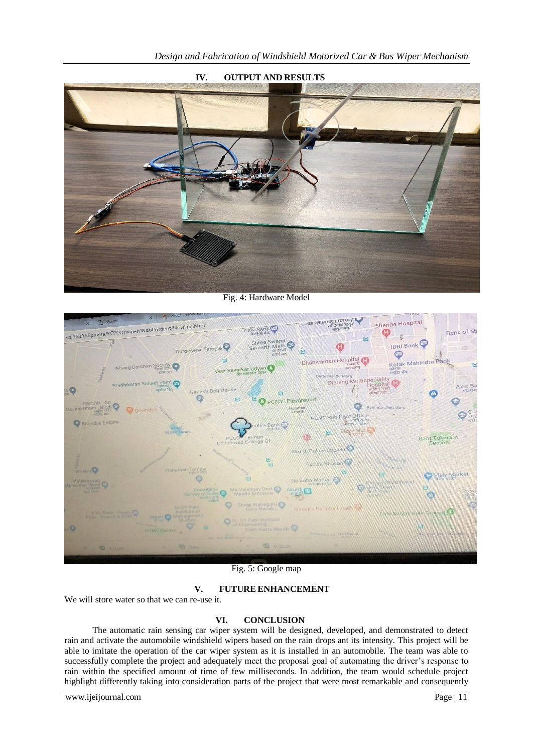## IV. OUTPUT AND RESULTS

Fig. 4: Hardware Model

Fig. 5: Google map

## V. FUTURE ENHANCEMENT

We will store water so that we can re-use it.

## VI. CONCLUSION

The automatic rain sensing car wiper system will be designed, developed, and demonstrated to detect rain and activate the automobile windshield wipers based on the rain drops ant its intensity. This project will be able to imitate the operation of the car wiper system as it is installed in an automobile. The team was able to successfully complete the project and adequately meet the proposal goal of automating the driver's response to rain within the specified amount of time of few milliseconds. In addition, the team would schedule project highlight differently taking into consideration parts of the project that were most remarkable and consequently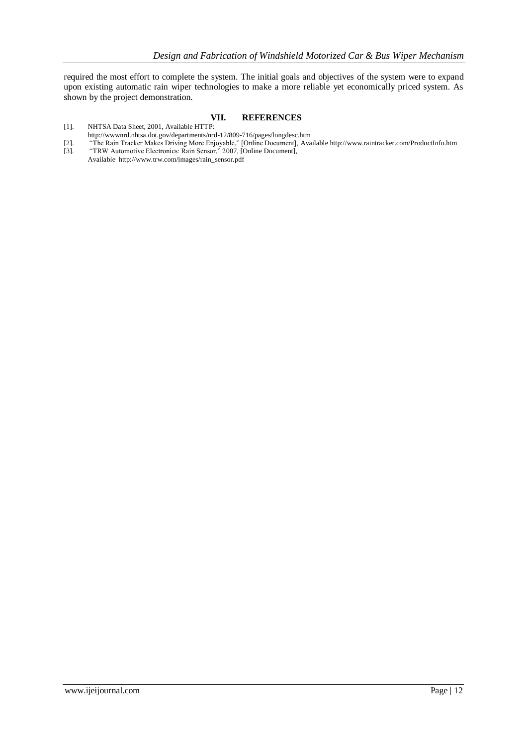required the most effort to complete the system. The initial goals and objectives of the system were to expand upon existing automatic rain wiper technologies to make a more reliable yet economically priced system. As shown by the project demonstration.

## VII. REFERENCES

[1]. NHTSA Data Sheet, 2001, Available HTTP: http://wwwnrd.nhtsa.dot.gov/departments/nrd-12/809-716/pages/longdesc.htm

[2]. "The Rain Tracker Makes Driving More Enjoyable," [Online Document], Available http://www.raintracker.com/ProductInfo.htm

[3]. "TRW Automotive Electronics: Rain Sensor," 2007, [Online Document], Available http://www.trw.com/images/rain_sensor.pdf